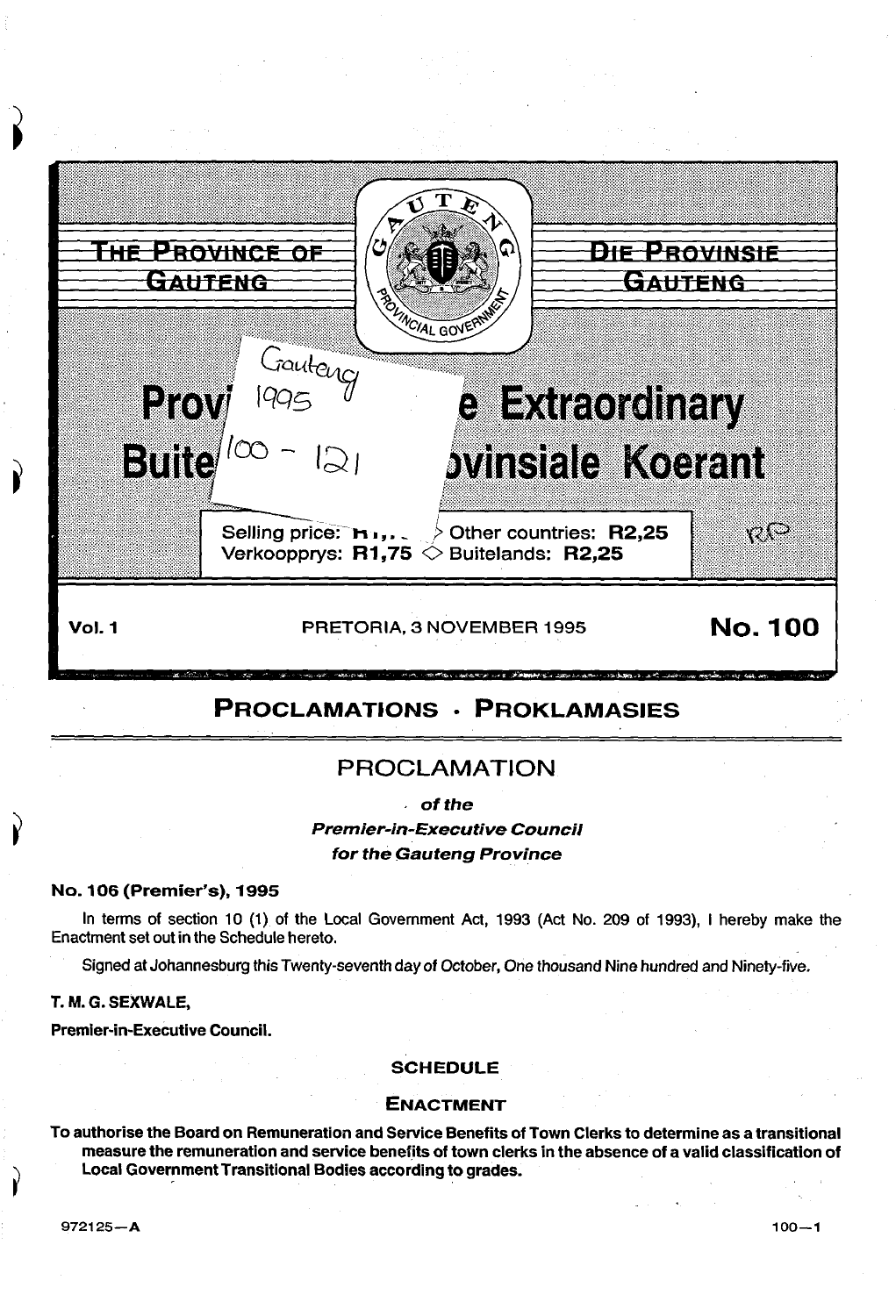THE PROVINCE OF GAUTENG

DIE PROVINSIE GAUTENG

# Provincial Gazette Extraordinary
# Buitengewone Provinsiale Koerant

Selling price: R1,75 ◇ Other countries: R2,25
Verkoopprys: R1,75 ◇ Buitelands: R2,25

Vol. 1 PRETORIA, 3 NOVEMBER 1995 **No. 100**

## PROCLAMATIONS · PROKLAMASIES

### PROCLAMATION

*of the*
*Premier-in-Executive Council*
*for the Gauteng Province*

**No. 106 (Premier's), 1995**

In terms of section 10 (1) of the Local Government Act, 1993 (Act No. 209 of 1993), I hereby make the Enactment set out in the Schedule hereto.

Signed at Johannesburg this Twenty-seventh day of October, One thousand Nine hundred and Ninety-five.

**T. M. G. SEXWALE,**
**Premier-in-Executive Council.**

**SCHEDULE**

**ENACTMENT**

**To authorise the Board on Remuneration and Service Benefits of Town Clerks to determine as a transitional measure the remuneration and service benefits of town clerks in the absence of a valid classification of Local Government Transitional Bodies according to grades.**

972125—A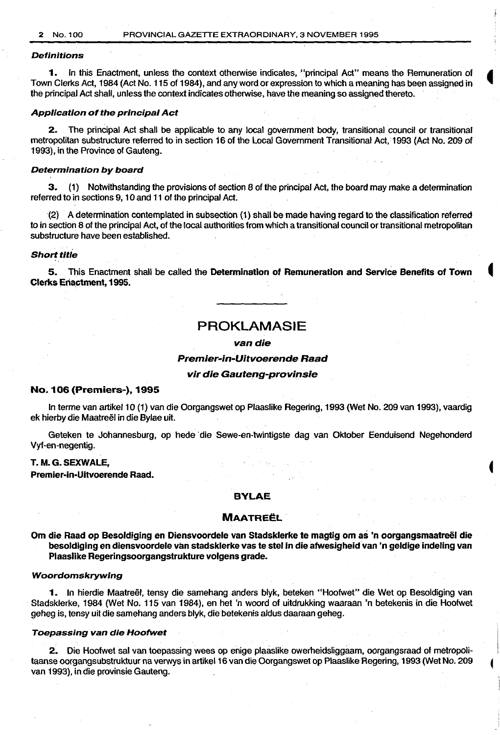#### *Definitions*

**1.** In this Enactment, unless the context otherwise indicates, "principal Act" means the Remuneration of Town Clerks Act, 1984 (Act No. 115 of 1984), and any word or expression to which a meaning has been assigned in the principal Act shall, unless the context indicates otherwise, have the meaning so assigned thereto.

#### *Application of the principal Act*

**2.** The principal Act shall be applicable to any local government body, transitional council or transitional metropolitan substructure referred to in section 16 of the Local Government Transitional Act, 1993 (Act No. 209 of 1993), in the Province of Gauteng.

#### *Determination by board*

**3.** (1) Notwithstanding the provisions of section 8 of the principal Act, the board may make a determination referred to in sections 9, 10 and 11 of the principal Act.

(2) A determination contemplated in subsection (1) shall be made having regard to the classification referred to in section 8 of the principal Act, of the local authorities from which a transitional council or transitional metropolitan substructure have been established.

#### *Short title*

**5.** This Enactment shall be called the **Determination of Remuneration and Service Benefits of Town Clerks Enactment, 1995.**

---

## PROKLAMASIE

### *van die*

### *Premier-in-Uitvoerende Raad*

### *vir die Gauteng-provinsie*

**No. 106 (Premiers-), 1995**

In terme van artikel 10 (1) van die Oorgangswet op Plaaslike Regering, 1993 (Wet No. 209 van 1993), vaardig ek hierby die Maatreël in die Bylae uit.

Geteken te Johannesburg, op hede die Sewe-en-twintigste dag van Oktober Eenduisend Negehonderd Vyf-en-negentig.

**T. M. G. SEXWALE,**
**Premier-in-Uitvoerende Raad.**

### BYLAE

### MAATREËL

**Om die Raad op Besoldiging en Diensvoordele van Stadsklerke te magtig om as 'n oorgangsmaatreël die besoldiging en diensvoordele van stadsklerke vas te stel in die afwesigheid van 'n geldige indeling van Plaaslike Regeringsoorgangstrukture volgens grade.**

#### *Woordomskrywing*

**1.** In hierdie Maatreël, tensy die samehang anders blyk, beteken "Hoofwet" die Wet op Besoldiging van Stadsklerke, 1984 (Wet No. 115 van 1984), en het 'n woord of uitdrukking waaraan 'n betekenis in die Hoofwet geheg is, tensy uit die samehang anders blyk, die betekenis aldus daaraan geheg.

#### *Toepassing van die Hoofwet*

**2.** Die Hoofwet sal van toepassing wees op enige plaaslike owerheidsliggaam, oorgangsraad of metropolitaanse oorgangsubstruktuur na verwys in artikel 16 van die Oorgangswet op Plaaslike Regering, 1993 (Wet No. 209 van 1993), in die provinsie Gauteng.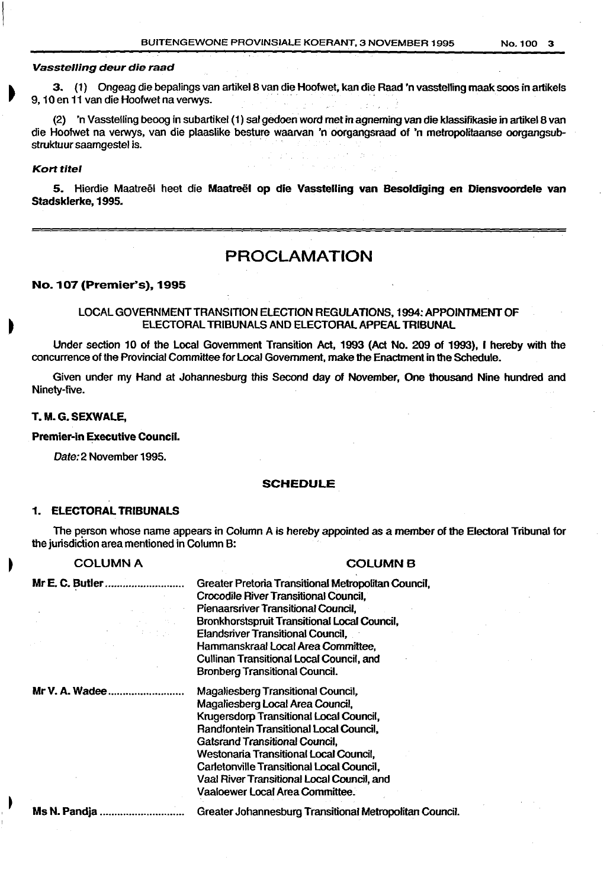***Vasstelling deur die raad***

**3.** (1) Ongeag die bepalings van artikel 8 van die Hoofwet, kan die Raad 'n vasstelling maak soos in artikels 9, 10 en 11 van die Hoofwet na verwys.

(2) 'n Vasstelling beoog in subartikel (1) sal gedoen word met in agneming van die klassifikasie in artikel 8 van die Hoofwet na verwys, van die plaaslike besture waarvan 'n oorgangsraad of 'n metropolitaanse oorgangsubstruktuur saamgestel is.

***Kort titel***

**5.** Hierdie Maatreël heet die **Maatreël op die Vasstelling van Besoldiging en Diensvoordele van Stadsklerke, 1995.**

# PROCLAMATION

**No. 107 (Premier's), 1995**

LOCAL GOVERNMENT TRANSITION ELECTION REGULATIONS, 1994: APPOINTMENT OF ELECTORAL TRIBUNALS AND ELECTORAL APPEAL TRIBUNAL

Under section 10 of the Local Government Transition Act, 1993 (Act No. 209 of 1993), I hereby with the concurrence of the Provincial Committee for Local Government, make the Enactment in the Schedule.

Given under my Hand at Johannesburg this Second day of November, One thousand Nine hundred and Ninety-five.

**T. M. G. SEXWALE,**

**Premier-in Executive Council.**

*Date:* 2 November 1995.

## SCHEDULE

**1. ELECTORAL TRIBUNALS**

The person whose name appears in Column A is hereby appointed as a member of the Electoral Tribunal for the jurisdiction area mentioned in Column B:

| COLUMN A | COLUMN B |
|---|---|
| **Mr E. C. Butler** | Greater Pretoria Transitional Metropolitan Council, Crocodile River Transitional Council, Pienaarsriver Transitional Council, Bronkhorstspruit Transitional Local Council, Elandsriver Transitional Council, Hammanskraal Local Area Committee, Cullinan Transitional Local Council, and Bronberg Transitional Council. |
| **Mr V. A. Wadee** | Magaliesberg Transitional Council, Magaliesberg Local Area Council, Krugersdorp Transitional Local Council, Randfontein Transitional Local Council, Gatsrand Transitional Council, Westonaria Transitional Local Council, Carletonville Transitional Local Council, Vaal River Transitional Local Council, and Vaaloewer Local Area Committee. |
| **Ms N. Pandja** | Greater Johannesburg Transitional Metropolitan Council. |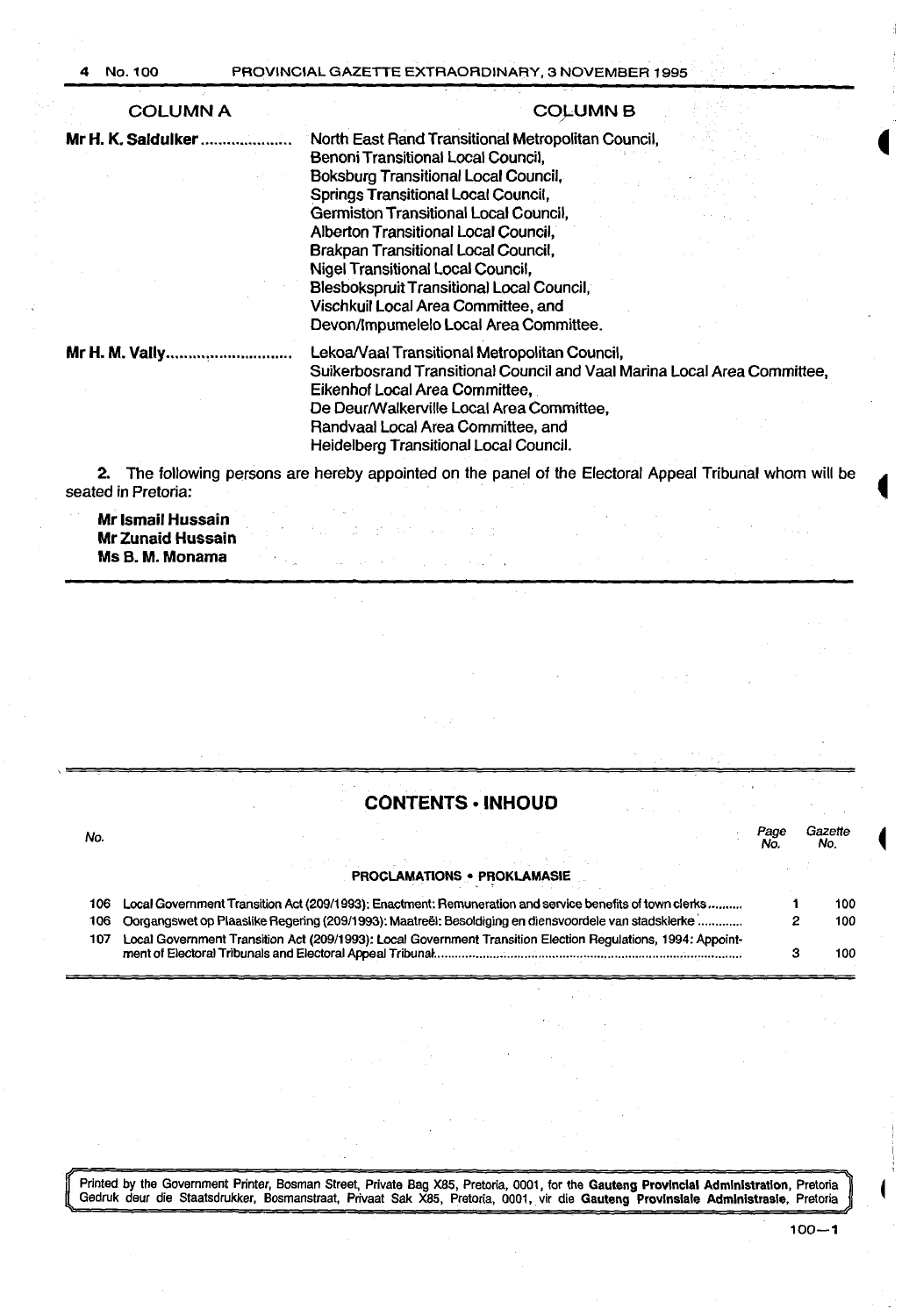| COLUMN A | COLUMN B |
|---|---|
| **Mr H. K. Saidulker**..................... | North East Rand Transitional Metropolitan Council, Benoni Transitional Local Council, Boksburg Transitional Local Council, Springs Transitional Local Council, Germiston Transitional Local Council, Alberton Transitional Local Council, Brakpan Transitional Local Council, Nigel Transitional Local Council, Blesbokspruit Transitional Local Council, Vischkuil Local Area Committee, and Devon/Impumelelo Local Area Committee. |
| **Mr H. M. Vally**............................. | Lekoa/Vaal Transitional Metropolitan Council, Suikerbosrand Transitional Council and Vaal Marina Local Area Committee, Eikenhof Local Area Committee, De Deur/Walkerville Local Area Committee, Randvaal Local Area Committee, and Heidelberg Transitional Local Council. |

**2.** The following persons are hereby appointed on the panel of the Electoral Appeal Tribunal whom will be seated in Pretoria:

**Mr Ismail Hussain**
**Mr Zunaid Hussain**
**Ms B. M. Monama**

## CONTENTS • INHOUD

| No. | | Page No. | Gazette No. |
|---|---|---|---|
| | **PROCLAMATIONS • PROKLAMASIE** | | |
| 106 | Local Government Transition Act (209/1993): Enactment: Remuneration and service benefits of town clerks.......... | 1 | 100 |
| 106 | Oorgangswet op Plaaslike Regering (209/1993): Maatreël: Besoldiging en diensvoordele van stadsklerke............. | 2 | 100 |
| 107 | Local Government Transition Act (209/1993): Local Government Transition Election Regulations, 1994: Appointment of Electoral Tribunals and Electoral Appeal Tribunal.................................................................................... | 3 | 100 |

Printed by the Government Printer, Bosman Street, Private Bag X85, Pretoria, 0001, for the **Gauteng Provincial Administration**, Pretoria
Gedruk deur die Staatsdrukker, Bosmanstraat, Privaat Sak X85, Pretoria, 0001, vir die **Gauteng Provinsiale Administrasie**, Pretoria

100—1